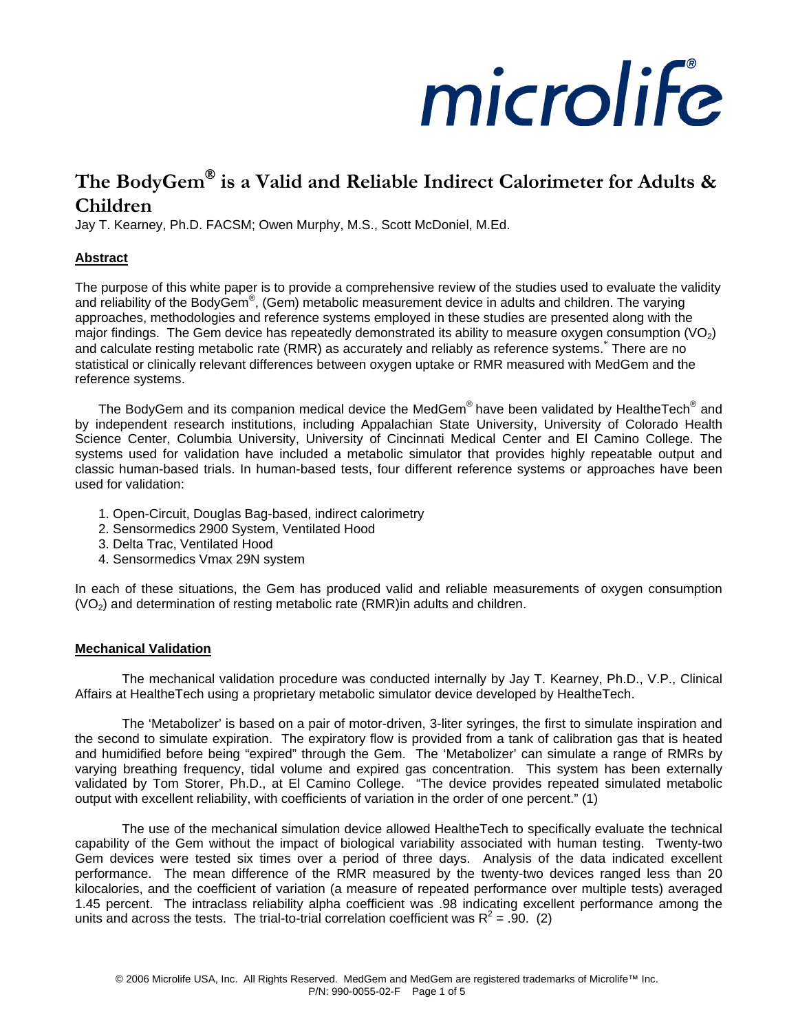microlife®

# The BodyGem® is a Valid and Reliable Indirect Calorimeter for Adults & Children

Jay T. Kearney, Ph.D. FACSM; Owen Murphy, M.S., Scott McDoniel, M.Ed.

## Abstract

The purpose of this white paper is to provide a comprehensive review of the studies used to evaluate the validity and reliability of the BodyGem®, (Gem) metabolic measurement device in adults and children. The varying approaches, methodologies and reference systems employed in these studies are presented along with the major findings. The Gem device has repeatedly demonstrated its ability to measure oxygen consumption ($VO_2$) and calculate resting metabolic rate (RMR) as accurately and reliably as reference systems.* There are no statistical or clinically relevant differences between oxygen uptake or RMR measured with MedGem and the reference systems.

The BodyGem and its companion medical device the MedGem® have been validated by HealtheTech® and by independent research institutions, including Appalachian State University, University of Colorado Health Science Center, Columbia University, University of Cincinnati Medical Center and El Camino College. The systems used for validation have included a metabolic simulator that provides highly repeatable output and classic human-based trials. In human-based tests, four different reference systems or approaches have been used for validation:

1. Open-Circuit, Douglas Bag-based, indirect calorimetry
2. Sensormedics 2900 System, Ventilated Hood
3. Delta Trac, Ventilated Hood
4. Sensormedics Vmax 29N system

In each of these situations, the Gem has produced valid and reliable measurements of oxygen consumption ($VO_2$) and determination of resting metabolic rate (RMR)in adults and children.

## Mechanical Validation

The mechanical validation procedure was conducted internally by Jay T. Kearney, Ph.D., V.P., Clinical Affairs at HealtheTech using a proprietary metabolic simulator device developed by HealtheTech.

The 'Metabolizer' is based on a pair of motor-driven, 3-liter syringes, the first to simulate inspiration and the second to simulate expiration. The expiratory flow is provided from a tank of calibration gas that is heated and humidified before being "expired" through the Gem. The 'Metabolizer' can simulate a range of RMRs by varying breathing frequency, tidal volume and expired gas concentration. This system has been externally validated by Tom Storer, Ph.D., at El Camino College. "The device provides repeated simulated metabolic output with excellent reliability, with coefficients of variation in the order of one percent." (1)

The use of the mechanical simulation device allowed HealtheTech to specifically evaluate the technical capability of the Gem without the impact of biological variability associated with human testing. Twenty-two Gem devices were tested six times over a period of three days. Analysis of the data indicated excellent performance. The mean difference of the RMR measured by the twenty-two devices ranged less than 20 kilocalories, and the coefficient of variation (a measure of repeated performance over multiple tests) averaged 1.45 percent. The intraclass reliability alpha coefficient was .98 indicating excellent performance among the units and across the tests. The trial-to-trial correlation coefficient was $R^2 = .90$. (2)

© 2006 Microlife USA, Inc. All Rights Reserved. MedGem and MedGem are registered trademarks of Microlife™ Inc.
P/N: 990-0055-02-F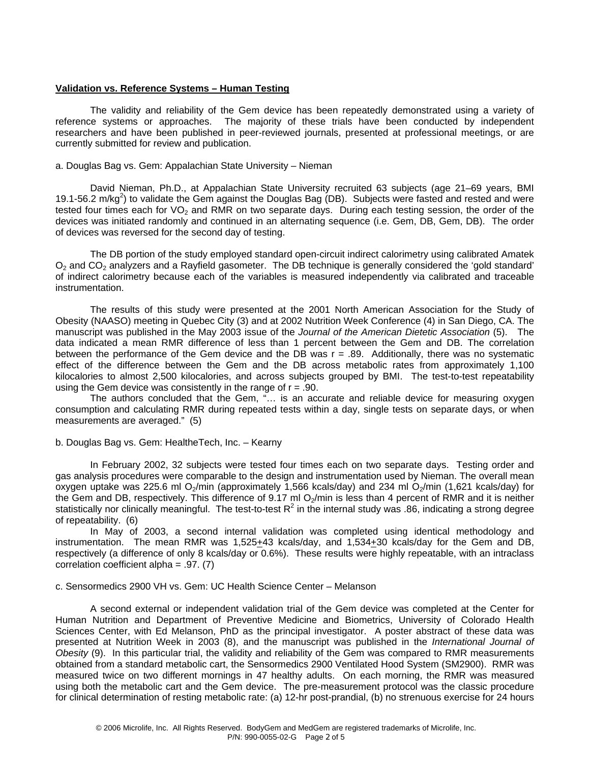**Validation vs. Reference Systems – Human Testing**

The validity and reliability of the Gem device has been repeatedly demonstrated using a variety of reference systems or approaches. The majority of these trials have been conducted by independent researchers and have been published in peer-reviewed journals, presented at professional meetings, or are currently submitted for review and publication.

a. Douglas Bag vs. Gem: Appalachian State University – Nieman

David Nieman, Ph.D., at Appalachian State University recruited 63 subjects (age 21–69 years, BMI 19.1-56.2 m/kg$^2$) to validate the Gem against the Douglas Bag (DB). Subjects were fasted and rested and were tested four times each for $VO_2$ and RMR on two separate days. During each testing session, the order of the devices was initiated randomly and continued in an alternating sequence (i.e. Gem, DB, Gem, DB). The order of devices was reversed for the second day of testing.

The DB portion of the study employed standard open-circuit indirect calorimetry using calibrated Amatek $O_2$ and $CO_2$ analyzers and a Rayfield gasometer. The DB technique is generally considered the 'gold standard' of indirect calorimetry because each of the variables is measured independently via calibrated and traceable instrumentation.

The results of this study were presented at the 2001 North American Association for the Study of Obesity (NAASO) meeting in Quebec City (3) and at 2002 Nutrition Week Conference (4) in San Diego, CA. The manuscript was published in the May 2003 issue of the *Journal of the American Dietetic Association* (5). The data indicated a mean RMR difference of less than 1 percent between the Gem and DB. The correlation between the performance of the Gem device and the DB was r = .89. Additionally, there was no systematic effect of the difference between the Gem and the DB across metabolic rates from approximately 1,100 kilocalories to almost 2,500 kilocalories, and across subjects grouped by BMI. The test-to-test repeatability using the Gem device was consistently in the range of r = .90.

The authors concluded that the Gem, "… is an accurate and reliable device for measuring oxygen consumption and calculating RMR during repeated tests within a day, single tests on separate days, or when measurements are averaged." (5)

b. Douglas Bag vs. Gem: HealtheTech, Inc. – Kearny

In February 2002, 32 subjects were tested four times each on two separate days. Testing order and gas analysis procedures were comparable to the design and instrumentation used by Nieman. The overall mean oxygen uptake was 225.6 ml $O_2$/min (approximately 1,566 kcals/day) and 234 ml $O_2$/min (1,621 kcals/day) for the Gem and DB, respectively. This difference of 9.17 ml $O_2$/min is less than 4 percent of RMR and it is neither statistically nor clinically meaningful. The test-to-test $R^2$ in the internal study was .86, indicating a strong degree of repeatability. (6)

In May of 2003, a second internal validation was completed using identical methodology and instrumentation. The mean RMR was 1,525±43 kcals/day, and 1,534±30 kcals/day for the Gem and DB, respectively (a difference of only 8 kcals/day or 0.6%). These results were highly repeatable, with an intraclass correlation coefficient alpha = .97. (7)

c. Sensormedics 2900 VH vs. Gem: UC Health Science Center – Melanson

A second external or independent validation trial of the Gem device was completed at the Center for Human Nutrition and Department of Preventive Medicine and Biometrics, University of Colorado Health Sciences Center, with Ed Melanson, PhD as the principal investigator. A poster abstract of these data was presented at Nutrition Week in 2003 (8), and the manuscript was published in the *International Journal of Obesity* (9). In this particular trial, the validity and reliability of the Gem was compared to RMR measurements obtained from a standard metabolic cart, the Sensormedics 2900 Ventilated Hood System (SM2900). RMR was measured twice on two different mornings in 47 healthy adults. On each morning, the RMR was measured using both the metabolic cart and the Gem device. The pre-measurement protocol was the classic procedure for clinical determination of resting metabolic rate: (a) 12-hr post-prandial, (b) no strenuous exercise for 24 hours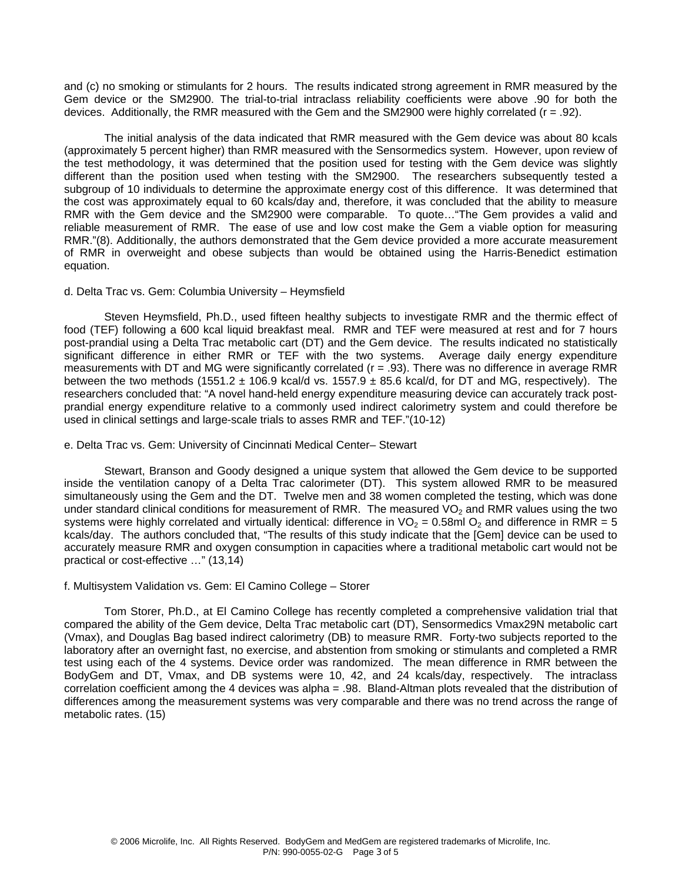and (c) no smoking or stimulants for 2 hours. The results indicated strong agreement in RMR measured by the Gem device or the SM2900. The trial-to-trial intraclass reliability coefficients were above .90 for both the devices. Additionally, the RMR measured with the Gem and the SM2900 were highly correlated (r = .92).

The initial analysis of the data indicated that RMR measured with the Gem device was about 80 kcals (approximately 5 percent higher) than RMR measured with the Sensormedics system. However, upon review of the test methodology, it was determined that the position used for testing with the Gem device was slightly different than the position used when testing with the SM2900. The researchers subsequently tested a subgroup of 10 individuals to determine the approximate energy cost of this difference. It was determined that the cost was approximately equal to 60 kcals/day and, therefore, it was concluded that the ability to measure RMR with the Gem device and the SM2900 were comparable. To quote…"The Gem provides a valid and reliable measurement of RMR. The ease of use and low cost make the Gem a viable option for measuring RMR."(8). Additionally, the authors demonstrated that the Gem device provided a more accurate measurement of RMR in overweight and obese subjects than would be obtained using the Harris-Benedict estimation equation.

d. Delta Trac vs. Gem: Columbia University – Heymsfield

Steven Heymsfield, Ph.D., used fifteen healthy subjects to investigate RMR and the thermic effect of food (TEF) following a 600 kcal liquid breakfast meal. RMR and TEF were measured at rest and for 7 hours post-prandial using a Delta Trac metabolic cart (DT) and the Gem device. The results indicated no statistically significant difference in either RMR or TEF with the two systems. Average daily energy expenditure measurements with DT and MG were significantly correlated (r = .93). There was no difference in average RMR between the two methods (1551.2 ± 106.9 kcal/d vs. 1557.9 ± 85.6 kcal/d, for DT and MG, respectively). The researchers concluded that: "A novel hand-held energy expenditure measuring device can accurately track post-prandial energy expenditure relative to a commonly used indirect calorimetry system and could therefore be used in clinical settings and large-scale trials to asses RMR and TEF."(10-12)

e. Delta Trac vs. Gem: University of Cincinnati Medical Center– Stewart

Stewart, Branson and Goody designed a unique system that allowed the Gem device to be supported inside the ventilation canopy of a Delta Trac calorimeter (DT). This system allowed RMR to be measured simultaneously using the Gem and the DT. Twelve men and 38 women completed the testing, which was done under standard clinical conditions for measurement of RMR. The measured $VO_2$ and RMR values using the two systems were highly correlated and virtually identical: difference in $VO_2$ = 0.58ml $O_2$ and difference in RMR = 5 kcals/day. The authors concluded that, "The results of this study indicate that the [Gem] device can be used to accurately measure RMR and oxygen consumption in capacities where a traditional metabolic cart would not be practical or cost-effective …" (13,14)

f. Multisystem Validation vs. Gem: El Camino College – Storer

Tom Storer, Ph.D., at El Camino College has recently completed a comprehensive validation trial that compared the ability of the Gem device, Delta Trac metabolic cart (DT), Sensormedics Vmax29N metabolic cart (Vmax), and Douglas Bag based indirect calorimetry (DB) to measure RMR. Forty-two subjects reported to the laboratory after an overnight fast, no exercise, and abstention from smoking or stimulants and completed a RMR test using each of the 4 systems. Device order was randomized. The mean difference in RMR between the BodyGem and DT, Vmax, and DB systems were 10, 42, and 24 kcals/day, respectively. The intraclass correlation coefficient among the 4 devices was alpha = .98. Bland-Altman plots revealed that the distribution of differences among the measurement systems was very comparable and there was no trend across the range of metabolic rates. (15)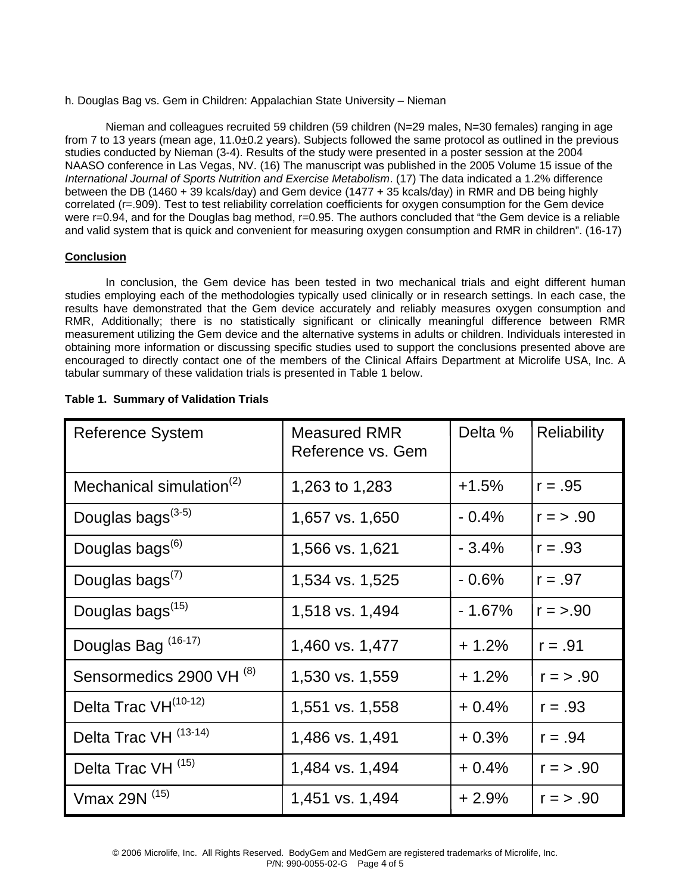h. Douglas Bag vs. Gem in Children: Appalachian State University – Nieman

Nieman and colleagues recruited 59 children (59 children (N=29 males, N=30 females) ranging in age from 7 to 13 years (mean age, 11.0±0.2 years). Subjects followed the same protocol as outlined in the previous studies conducted by Nieman (3-4). Results of the study were presented in a poster session at the 2004 NAASO conference in Las Vegas, NV. (16) The manuscript was published in the 2005 Volume 15 issue of the *International Journal of Sports Nutrition and Exercise Metabolism*. (17) The data indicated a 1.2% difference between the DB (1460 + 39 kcals/day) and Gem device (1477 + 35 kcals/day) in RMR and DB being highly correlated (r=.909). Test to test reliability correlation coefficients for oxygen consumption for the Gem device were r=0.94, and for the Douglas bag method, r=0.95. The authors concluded that "the Gem device is a reliable and valid system that is quick and convenient for measuring oxygen consumption and RMR in children". (16-17)

**Conclusion**

In conclusion, the Gem device has been tested in two mechanical trials and eight different human studies employing each of the methodologies typically used clinically or in research settings. In each case, the results have demonstrated that the Gem device accurately and reliably measures oxygen consumption and RMR, Additionally; there is no statistically significant or clinically meaningful difference between RMR measurement utilizing the Gem device and the alternative systems in adults or children. Individuals interested in obtaining more information or discussing specific studies used to support the conclusions presented above are encouraged to directly contact one of the members of the Clinical Affairs Department at Microlife USA, Inc. A tabular summary of these validation trials is presented in Table 1 below.

**Table 1. Summary of Validation Trials**

| Reference System | Measured RMR Reference vs. Gem | Delta % | Reliability |
|---|---|---|---|
| Mechanical simulation(2) | 1,263 to 1,283 | +1.5% | r = .95 |
| Douglas bags(3-5) | 1,657 vs. 1,650 | - 0.4% | r = > .90 |
| Douglas bags(6) | 1,566 vs. 1,621 | - 3.4% | r = .93 |
| Douglas bags(7) | 1,534 vs. 1,525 | - 0.6% | r = .97 |
| Douglas bags(15) | 1,518 vs. 1,494 | - 1.67% | r = >.90 |
| Douglas Bag (16-17) | 1,460 vs. 1,477 | + 1.2% | r = .91 |
| Sensormedics 2900 VH (8) | 1,530 vs. 1,559 | + 1.2% | r = > .90 |
| Delta Trac VH(10-12) | 1,551 vs. 1,558 | + 0.4% | r = .93 |
| Delta Trac VH (13-14) | 1,486 vs. 1,491 | + 0.3% | r = .94 |
| Delta Trac VH (15) | 1,484 vs. 1,494 | + 0.4% | r = > .90 |
| Vmax 29N (15) | 1,451 vs. 1,494 | + 2.9% | r = > .90 |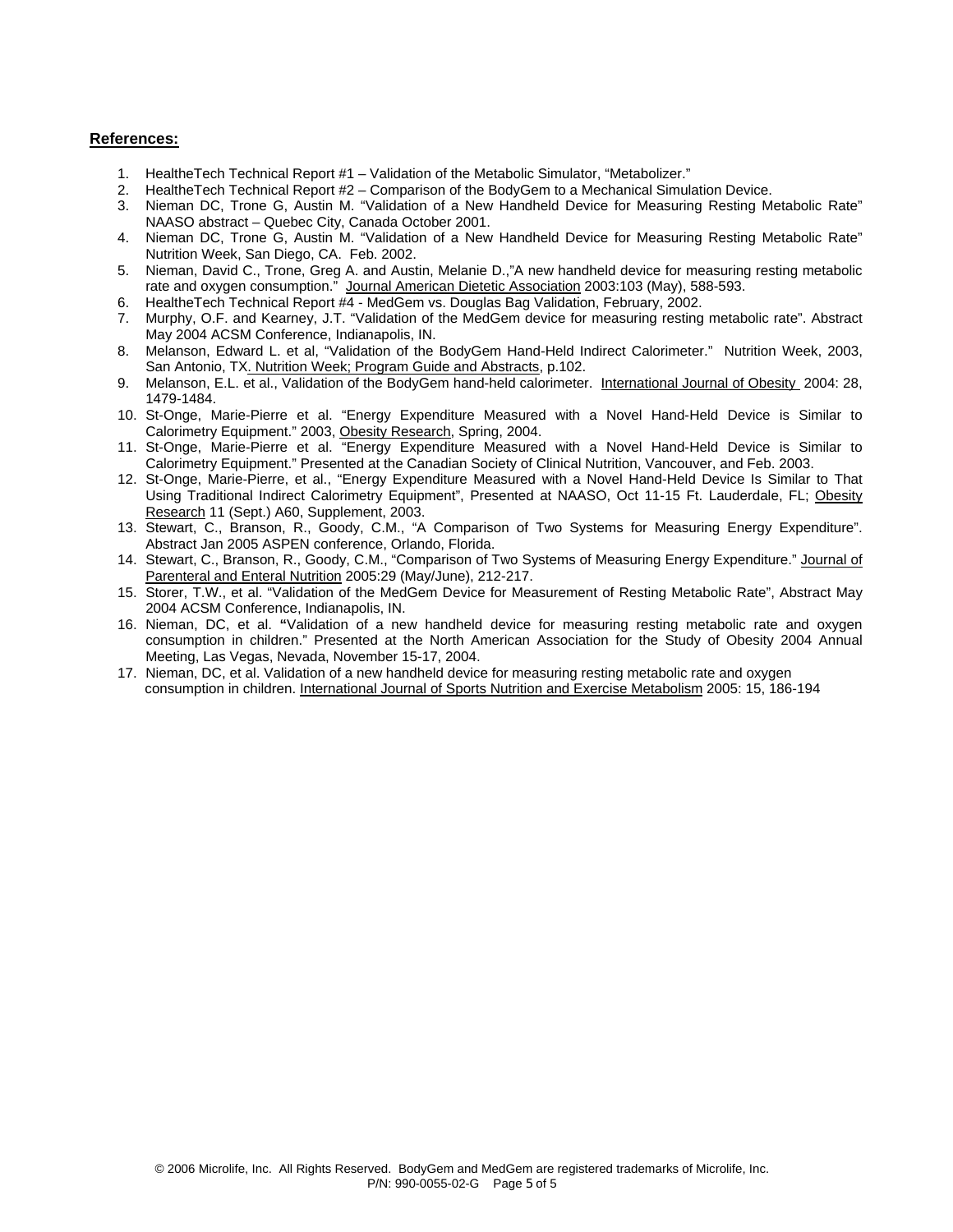## References:

1. HealtheTech Technical Report #1 – Validation of the Metabolic Simulator, "Metabolizer."
2. HealtheTech Technical Report #2 – Comparison of the BodyGem to a Mechanical Simulation Device.
3. Nieman DC, Trone G, Austin M. "Validation of a New Handheld Device for Measuring Resting Metabolic Rate" NAASO abstract – Quebec City, Canada October 2001.
4. Nieman DC, Trone G, Austin M. "Validation of a New Handheld Device for Measuring Resting Metabolic Rate" Nutrition Week, San Diego, CA. Feb. 2002.
5. Nieman, David C., Trone, Greg A. and Austin, Melanie D.,"A new handheld device for measuring resting metabolic rate and oxygen consumption." Journal American Dietetic Association 2003:103 (May), 588-593.
6. HealtheTech Technical Report #4 - MedGem vs. Douglas Bag Validation, February, 2002.
7. Murphy, O.F. and Kearney, J.T. "Validation of the MedGem device for measuring resting metabolic rate". Abstract May 2004 ACSM Conference, Indianapolis, IN.
8. Melanson, Edward L. et al, "Validation of the BodyGem Hand-Held Indirect Calorimeter." Nutrition Week, 2003, San Antonio, TX. Nutrition Week; Program Guide and Abstracts, p.102.
9. Melanson, E.L. et al., Validation of the BodyGem hand-held calorimeter. International Journal of Obesity 2004: 28, 1479-1484.
10. St-Onge, Marie-Pierre et al. "Energy Expenditure Measured with a Novel Hand-Held Device is Similar to Calorimetry Equipment." 2003, Obesity Research, Spring, 2004.
11. St-Onge, Marie-Pierre et al. "Energy Expenditure Measured with a Novel Hand-Held Device is Similar to Calorimetry Equipment." Presented at the Canadian Society of Clinical Nutrition, Vancouver, and Feb. 2003.
12. St-Onge, Marie-Pierre, et al., "Energy Expenditure Measured with a Novel Hand-Held Device Is Similar to That Using Traditional Indirect Calorimetry Equipment", Presented at NAASO, Oct 11-15 Ft. Lauderdale, FL; Obesity Research 11 (Sept.) A60, Supplement, 2003.
13. Stewart, C., Branson, R., Goody, C.M., "A Comparison of Two Systems for Measuring Energy Expenditure". Abstract Jan 2005 ASPEN conference, Orlando, Florida.
14. Stewart, C., Branson, R., Goody, C.M., "Comparison of Two Systems of Measuring Energy Expenditure." Journal of Parenteral and Enteral Nutrition 2005:29 (May/June), 212-217.
15. Storer, T.W., et al. "Validation of the MedGem Device for Measurement of Resting Metabolic Rate", Abstract May 2004 ACSM Conference, Indianapolis, IN.
16. Nieman, DC, et al. **"**Validation of a new handheld device for measuring resting metabolic rate and oxygen consumption in children." Presented at the North American Association for the Study of Obesity 2004 Annual Meeting, Las Vegas, Nevada, November 15-17, 2004.
17. Nieman, DC, et al. Validation of a new handheld device for measuring resting metabolic rate and oxygen consumption in children. International Journal of Sports Nutrition and Exercise Metabolism 2005: 15, 186-194

© 2006 Microlife, Inc. All Rights Reserved. BodyGem and MedGem are registered trademarks of Microlife, Inc.
P/N: 990-0055-02-G